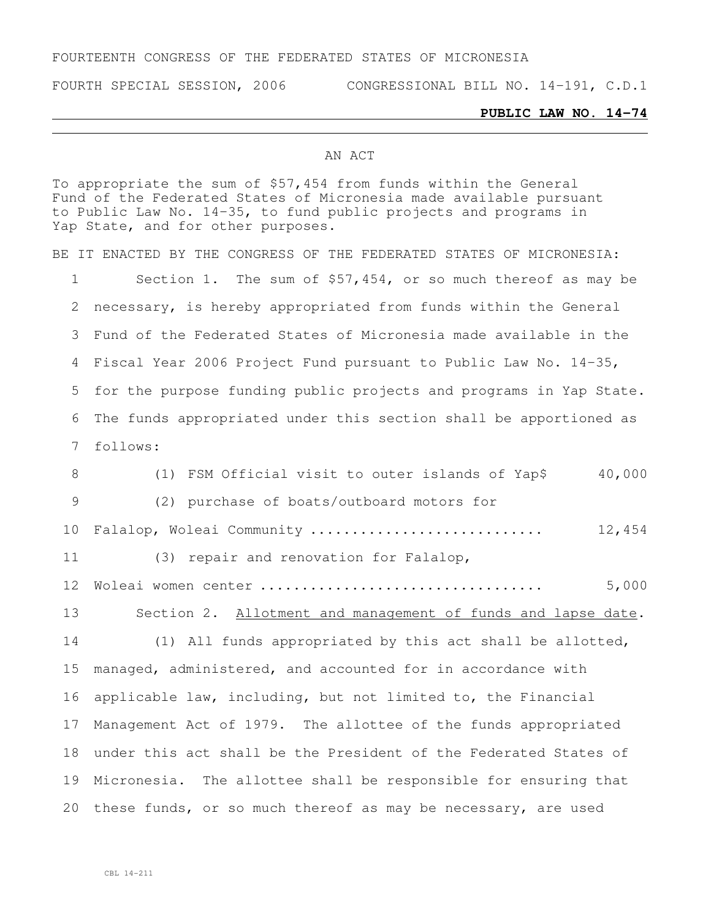FOURTEENTH CONGRESS OF THE FEDERATED STATES OF MICRONESIA

FOURTH SPECIAL SESSION, 2006 CONGRESSIONAL BILL NO. 14-191, C.D.1

**PUBLIC LAW NO. 14-74**

AN ACT

To appropriate the sum of $57,454 from funds within the General Fund of the Federated States of Micronesia made available pursuant to Public Law No. 14-35, to fund public projects and programs in Yap State, and for other purposes.

BE IT ENACTED BY THE CONGRESS OF THE FEDERATED STATES OF MICRONESIA:

Section 1. The sum of $57,454, or so much thereof as may be necessary, is hereby appropriated from funds within the General Fund of the Federated States of Micronesia made available in the Fiscal Year 2006 Project Fund pursuant to Public Law No. 14-35, for the purpose funding public projects and programs in Yap State. The funds appropriated under this section shall be apportioned as follows:

(1) FSM Official visit to outer islands of Yap $ 40,000

(2) purchase of boats/outboard motors for Falalop, Woleai Community ........................... 12,454

(3) repair and renovation for Falalop, Woleai women center ................................ 5,000

Section 2. Allotment and management of funds and lapse date.

(1) All funds appropriated by this act shall be allotted, managed, administered, and accounted for in accordance with applicable law, including, but not limited to, the Financial Management Act of 1979. The allottee of the funds appropriated under this act shall be the President of the Federated States of Micronesia. The allottee shall be responsible for ensuring that these funds, or so much thereof as may be necessary, are used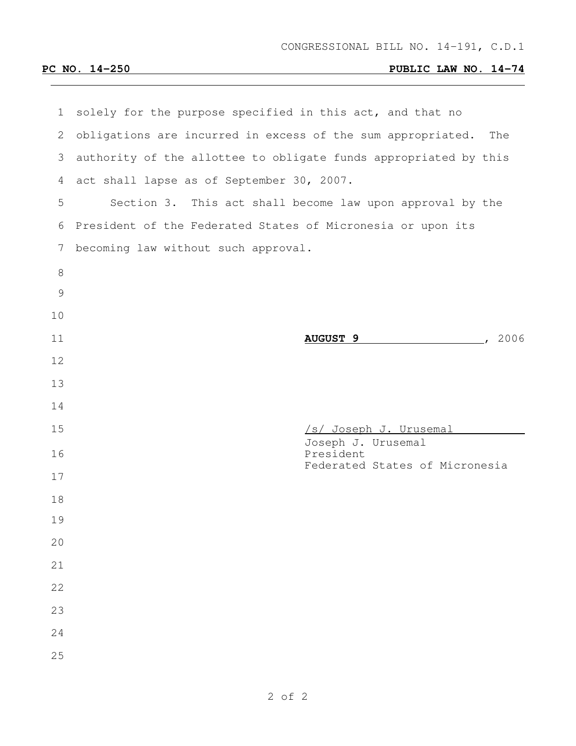CONGRESSIONAL BILL NO. 14-191, C.D.1

**PC NO. 14-250** **PUBLIC LAW NO. 14-74**

solely for the purpose specified in this act, and that no obligations are incurred in excess of the sum appropriated. The authority of the allottee to obligate funds appropriated by this act shall lapse as of September 30, 2007.

Section 3. This act shall become law upon approval by the President of the Federated States of Micronesia or upon its becoming law without such approval.

**AUGUST 9**, 2006

/s/ Joseph J. Urusemal
Joseph J. Urusemal
President
Federated States of Micronesia